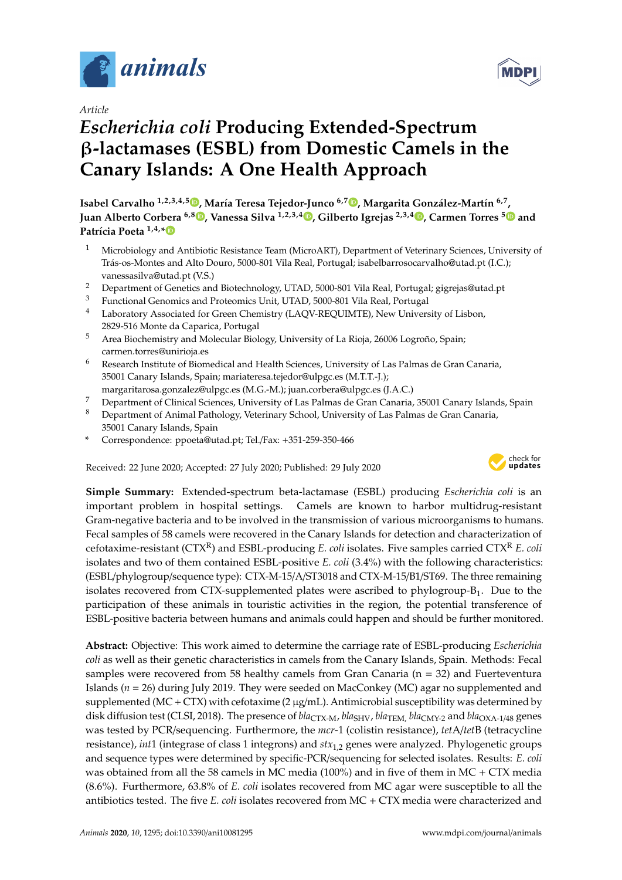*Article*

# *Escherichia coli* Producing Extended-Spectrum β-lactamases (ESBL) from Domestic Camels in the Canary Islands: A One Health Approach

**Isabel Carvalho [1,2,3,4,5], María Teresa Tejedor-Junco [6,7], Margarita González-Martín [6,7], Juan Alberto Corbera [6,8], Vanessa Silva [1,2,3,4], Gilberto Igrejas [2,3,4], Carmen Torres [5] and Patrícia Poeta [1,4,*]**

1. Microbiology and Antibiotic Resistance Team (MicroART), Department of Veterinary Sciences, University of Trás-os-Montes and Alto Douro, 5000-801 Vila Real, Portugal; isabelbarrosocarvalho@utad.pt (I.C.); vanessasilva@utad.pt (V.S.)
2. Department of Genetics and Biotechnology, UTAD, 5000-801 Vila Real, Portugal; gigrejas@utad.pt
3. Functional Genomics and Proteomics Unit, UTAD, 5000-801 Vila Real, Portugal
4. Laboratory Associated for Green Chemistry (LAQV-REQUIMTE), New University of Lisbon, 2829-516 Monte da Caparica, Portugal
5. Area Biochemistry and Molecular Biology, University of La Rioja, 26006 Logroño, Spain; carmen.torres@unirioja.es
6. Research Institute of Biomedical and Health Sciences, University of Las Palmas de Gran Canaria, 35001 Canary Islands, Spain; mariateresa.tejedor@ulpgc.es (M.T.T.-J.); margaritarosa.gonzalez@ulpgc.es (M.G.-M.); juan.corbera@ulpgc.es (J.A.C.)
7. Department of Clinical Sciences, University of Las Palmas de Gran Canaria, 35001 Canary Islands, Spain
8. Department of Animal Pathology, Veterinary School, University of Las Palmas de Gran Canaria, 35001 Canary Islands, Spain

\* Correspondence: ppoeta@utad.pt; Tel./Fax: +351-259-350-466

Received: 22 June 2020; Accepted: 27 July 2020; Published: 29 July 2020

**Simple Summary:** Extended-spectrum beta-lactamase (ESBL) producing *Escherichia coli* is an important problem in hospital settings. Camels are known to harbor multidrug-resistant Gram-negative bacteria and to be involved in the transmission of various microorganisms to humans. Fecal samples of 58 camels were recovered in the Canary Islands for detection and characterization of cefotaxime-resistant (CTX$^{R}$) and ESBL-producing *E. coli* isolates. Five samples carried CTX$^{R}$ *E. coli* isolates and two of them contained ESBL-positive *E. coli* (3.4%) with the following characteristics: (ESBL/phylogroup/sequence type): CTX-M-15/A/ST3018 and CTX-M-15/B1/ST69. The three remaining isolates recovered from CTX-supplemented plates were ascribed to phylogroup-$B_1$. Due to the participation of these animals in touristic activities in the region, the potential transference of ESBL-positive bacteria between humans and animals could happen and should be further monitored.

**Abstract:** Objective: This work aimed to determine the carriage rate of ESBL-producing *Escherichia coli* as well as their genetic characteristics in camels from the Canary Islands, Spain. Methods: Fecal samples were recovered from 58 healthy camels from Gran Canaria (n = 32) and Fuerteventura Islands (*n* = 26) during July 2019. They were seeded on MacConkey (MC) agar no supplemented and supplemented (MC + CTX) with cefotaxime (2 μg/mL). Antimicrobial susceptibility was determined by disk diffusion test (CLSI, 2018). The presence of $bla_{\text{CTX-M}}$, $bla_{\text{SHV}}$, $bla_{\text{TEM}}$, $bla_{\text{CMY-2}}$ and $bla_{\text{OXA-1/48}}$ genes was tested by PCR/sequencing. Furthermore, the *mcr*-1 (colistin resistance), *tet*A/*tet*B (tetracycline resistance), *int*1 (integrase of class 1 integrons) and $stx_{1,2}$ genes were analyzed. Phylogenetic groups and sequence types were determined by specific-PCR/sequencing for selected isolates. Results: *E. coli* was obtained from all the 58 camels in MC media (100%) and in five of them in MC + CTX media (8.6%). Furthermore, 63.8% of *E. coli* isolates recovered from MC agar were susceptible to all the antibiotics tested. The five *E. coli* isolates recovered from MC + CTX media were characterized and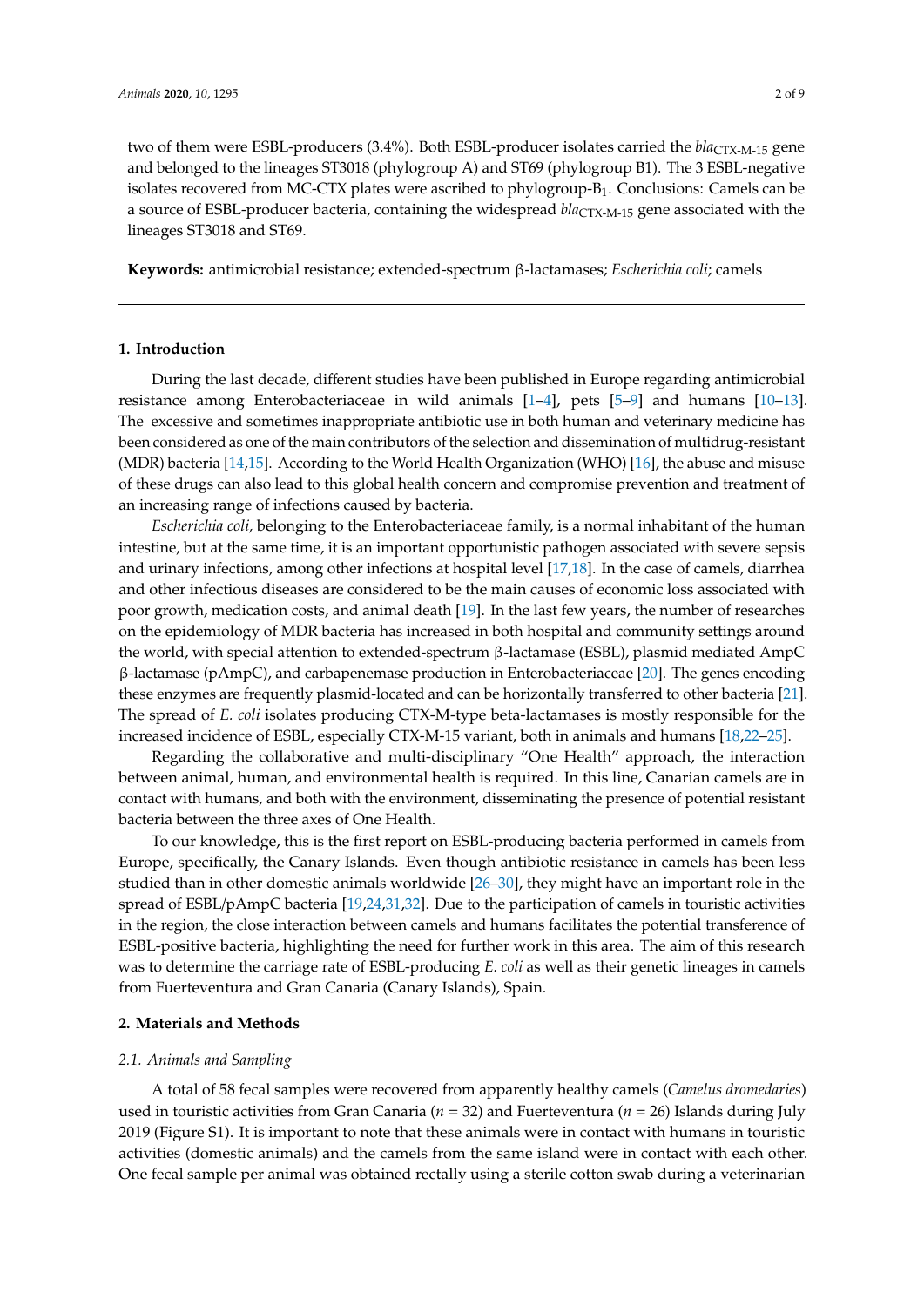two of them were ESBL-producers (3.4%). Both ESBL-producer isolates carried the *bla*$_{CTX-M-15}$ gene and belonged to the lineages ST3018 (phylogroup A) and ST69 (phylogroup B1). The 3 ESBL-negative isolates recovered from MC-CTX plates were ascribed to phylogroup-B$_1$. Conclusions: Camels can be a source of ESBL-producer bacteria, containing the widespread *bla*$_{CTX-M-15}$ gene associated with the lineages ST3018 and ST69.

**Keywords:** antimicrobial resistance; extended-spectrum β-lactamases; *Escherichia coli*; camels

## 1. Introduction

During the last decade, different studies have been published in Europe regarding antimicrobial resistance among Enterobacteriaceae in wild animals [1–4], pets [5–9] and humans [10–13]. The excessive and sometimes inappropriate antibiotic use in both human and veterinary medicine has been considered as one of the main contributors of the selection and dissemination of multidrug-resistant (MDR) bacteria [14,15]. According to the World Health Organization (WHO) [16], the abuse and misuse of these drugs can also lead to this global health concern and compromise prevention and treatment of an increasing range of infections caused by bacteria.

*Escherichia coli,* belonging to the Enterobacteriaceae family, is a normal inhabitant of the human intestine, but at the same time, it is an important opportunistic pathogen associated with severe sepsis and urinary infections, among other infections at hospital level [17,18]. In the case of camels, diarrhea and other infectious diseases are considered to be the main causes of economic loss associated with poor growth, medication costs, and animal death [19]. In the last few years, the number of researches on the epidemiology of MDR bacteria has increased in both hospital and community settings around the world, with special attention to extended-spectrum β-lactamase (ESBL), plasmid mediated AmpC β-lactamase (pAmpC), and carbapenemase production in Enterobacteriaceae [20]. The genes encoding these enzymes are frequently plasmid-located and can be horizontally transferred to other bacteria [21]. The spread of *E. coli* isolates producing CTX-M-type beta-lactamases is mostly responsible for the increased incidence of ESBL, especially CTX-M-15 variant, both in animals and humans [18,22–25].

Regarding the collaborative and multi-disciplinary "One Health" approach, the interaction between animal, human, and environmental health is required. In this line, Canarian camels are in contact with humans, and both with the environment, disseminating the presence of potential resistant bacteria between the three axes of One Health.

To our knowledge, this is the first report on ESBL-producing bacteria performed in camels from Europe, specifically, the Canary Islands. Even though antibiotic resistance in camels has been less studied than in other domestic animals worldwide [26–30], they might have an important role in the spread of ESBL/pAmpC bacteria [19,24,31,32]. Due to the participation of camels in touristic activities in the region, the close interaction between camels and humans facilitates the potential transference of ESBL-positive bacteria, highlighting the need for further work in this area. The aim of this research was to determine the carriage rate of ESBL-producing *E. coli* as well as their genetic lineages in camels from Fuerteventura and Gran Canaria (Canary Islands), Spain.

## 2. Materials and Methods

### 2.1. Animals and Sampling

A total of 58 fecal samples were recovered from apparently healthy camels (*Camelus dromedaries*) used in touristic activities from Gran Canaria ($n$ = 32) and Fuerteventura ($n$ = 26) Islands during July 2019 (Figure S1). It is important to note that these animals were in contact with humans in touristic activities (domestic animals) and the camels from the same island were in contact with each other. One fecal sample per animal was obtained rectally using a sterile cotton swab during a veterinarian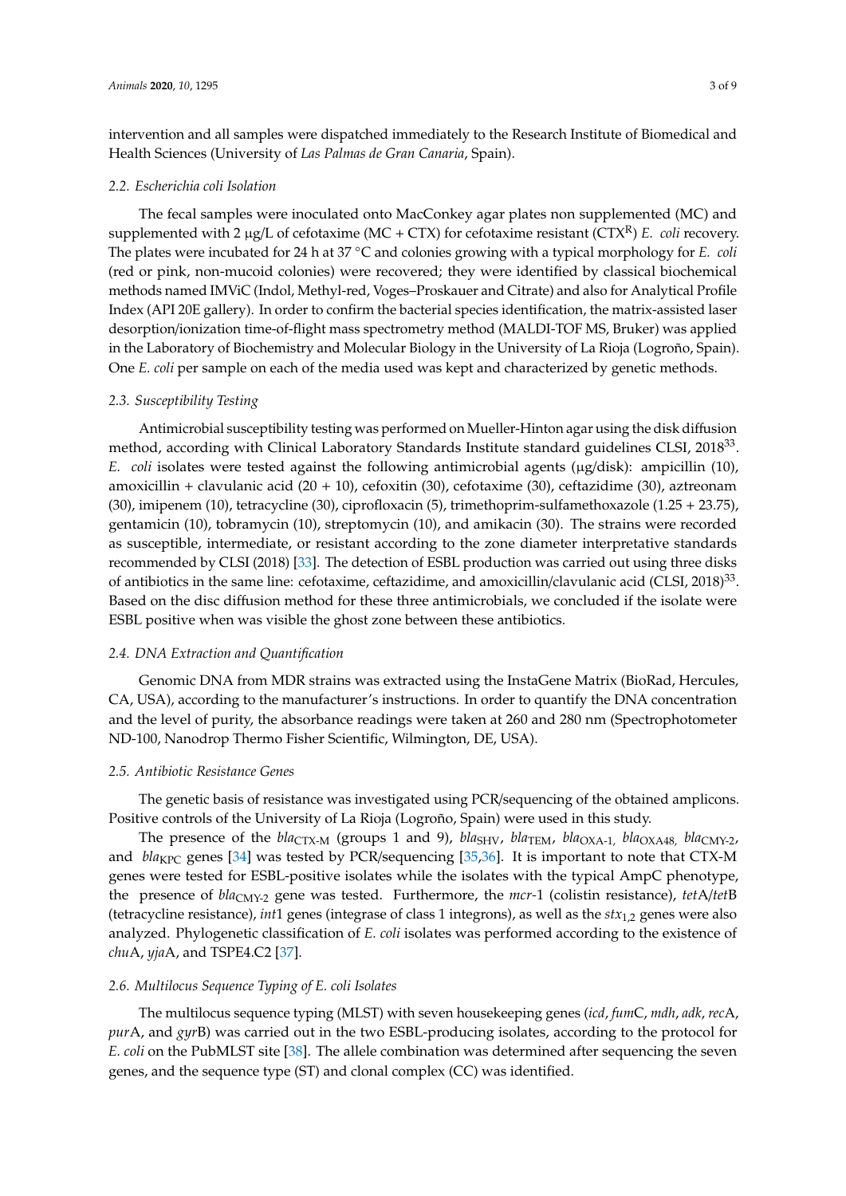intervention and all samples were dispatched immediately to the Research Institute of Biomedical and Health Sciences (University of *Las Palmas de Gran Canaria*, Spain).

### 2.2. *Escherichia coli* Isolation

The fecal samples were inoculated onto MacConkey agar plates non supplemented (MC) and supplemented with 2 μg/L of cefotaxime (MC + CTX) for cefotaxime resistant ($CTX^R$) *E. coli* recovery. The plates were incubated for 24 h at 37 °C and colonies growing with a typical morphology for *E. coli* (red or pink, non-mucoid colonies) were recovered; they were identified by classical biochemical methods named IMViC (Indol, Methyl-red, Voges–Proskauer and Citrate) and also for Analytical Profile Index (API 20E gallery). In order to confirm the bacterial species identification, the matrix-assisted laser desorption/ionization time-of-flight mass spectrometry method (MALDI-TOF MS, Bruker) was applied in the Laboratory of Biochemistry and Molecular Biology in the University of La Rioja (Logroño, Spain). One *E. coli* per sample on each of the media used was kept and characterized by genetic methods.

### 2.3. Susceptibility Testing

Antimicrobial susceptibility testing was performed on Mueller-Hinton agar using the disk diffusion method, according with Clinical Laboratory Standards Institute standard guidelines CLSI, 2018[33]. *E. coli* isolates were tested against the following antimicrobial agents (μg/disk): ampicillin (10), amoxicillin + clavulanic acid (20 + 10), cefoxitin (30), cefotaxime (30), ceftazidime (30), aztreonam (30), imipenem (10), tetracycline (30), ciprofloxacin (5), trimethoprim-sulfamethoxazole (1.25 + 23.75), gentamicin (10), tobramycin (10), streptomycin (10), and amikacin (30). The strains were recorded as susceptible, intermediate, or resistant according to the zone diameter interpretative standards recommended by CLSI (2018) [33]. The detection of ESBL production was carried out using three disks of antibiotics in the same line: cefotaxime, ceftazidime, and amoxicillin/clavulanic acid (CLSI, 2018)[33]. Based on the disc diffusion method for these three antimicrobials, we concluded if the isolate were ESBL positive when was visible the ghost zone between these antibiotics.

### 2.4. DNA Extraction and Quantification

Genomic DNA from MDR strains was extracted using the InstaGene Matrix (BioRad, Hercules, CA, USA), according to the manufacturer's instructions. In order to quantify the DNA concentration and the level of purity, the absorbance readings were taken at 260 and 280 nm (Spectrophotometer ND-100, Nanodrop Thermo Fisher Scientific, Wilmington, DE, USA).

### 2.5. Antibiotic Resistance Genes

The genetic basis of resistance was investigated using PCR/sequencing of the obtained amplicons. Positive controls of the University of La Rioja (Logroño, Spain) were used in this study.

The presence of the $bla_{CTX\text{-}M}$ (groups 1 and 9), $bla_{SHV}$, $bla_{TEM}$, $bla_{OXA\text{-}1}$, $bla_{OXA48}$, $bla_{CMY\text{-}2}$, and $bla_{KPC}$ genes [34] was tested by PCR/sequencing [35,36]. It is important to note that CTX-M genes were tested for ESBL-positive isolates while the isolates with the typical AmpC phenotype, the presence of $bla_{CMY\text{-}2}$ gene was tested. Furthermore, the *mcr*-1 (colistin resistance), *tet*A/*tet*B (tetracycline resistance), *int*1 genes (integrase of class 1 integrons), as well as the $stx_{1,2}$ genes were also analyzed. Phylogenetic classification of *E. coli* isolates was performed according to the existence of *chu*A, *yja*A, and TSPE4.C2 [37].

### 2.6. Multilocus Sequence Typing of *E. coli* Isolates

The multilocus sequence typing (MLST) with seven housekeeping genes (*icd*, *fum*C, *mdh*, *adk*, *rec*A, *pur*A, and *gyr*B) was carried out in the two ESBL-producing isolates, according to the protocol for *E. coli* on the PubMLST site [38]. The allele combination was determined after sequencing the seven genes, and the sequence type (ST) and clonal complex (CC) was identified.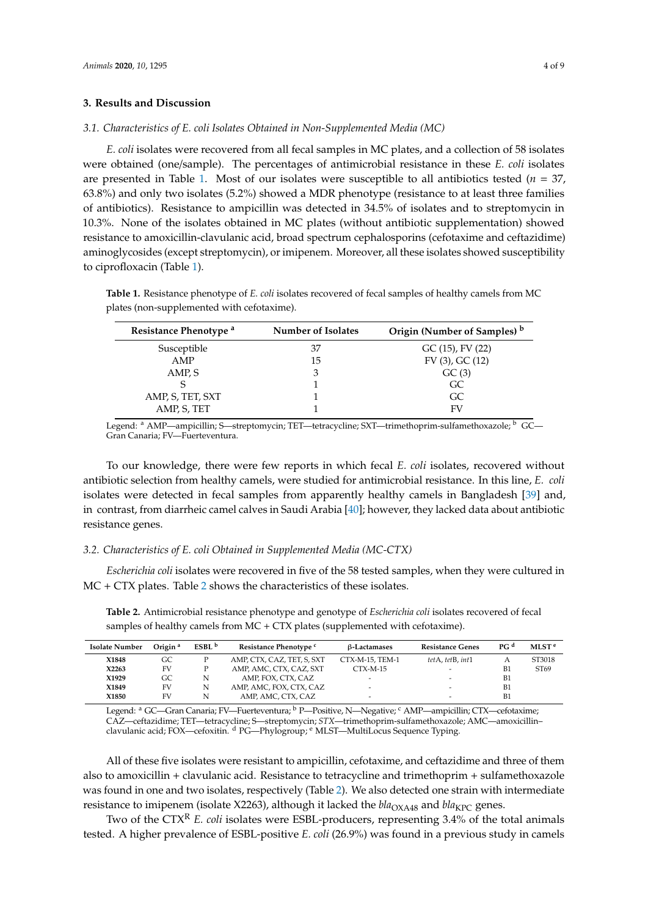## 3. Results and Discussion

### 3.1. Characteristics of E. coli Isolates Obtained in Non-Supplemented Media (MC)

*E. coli* isolates were recovered from all fecal samples in MC plates, and a collection of 58 isolates were obtained (one/sample). The percentages of antimicrobial resistance in these *E. coli* isolates are presented in Table 1. Most of our isolates were susceptible to all antibiotics tested ($n$ = 37, 63.8%) and only two isolates (5.2%) showed a MDR phenotype (resistance to at least three families of antibiotics). Resistance to ampicillin was detected in 34.5% of isolates and to streptomycin in 10.3%. None of the isolates obtained in MC plates (without antibiotic supplementation) showed resistance to amoxicillin-clavulanic acid, broad spectrum cephalosporins (cefotaxime and ceftazidime) aminoglycosides (except streptomycin), or imipenem. Moreover, all these isolates showed susceptibility to ciprofloxacin (Table 1).

**Table 1.** Resistance phenotype of *E. coli* isolates recovered of fecal samples of healthy camels from MC plates (non-supplemented with cefotaxime).

| Resistance Phenotype [a] | Number of Isolates | Origin (Number of Samples) [b] |
| --- | --- | --- |
| Susceptible | 37 | GC (15), FV (22) |
| AMP | 15 | FV (3), GC (12) |
| AMP, S | 3 | GC (3) |
| S | 1 | GC |
| AMP, S, TET, SXT | 1 | GC |
| AMP, S, TET | 1 | FV |

Legend: [a] AMP—ampicillin; S—streptomycin; TET—tetracycline; SXT—trimethoprim-sulfamethoxazole; [b] GC—Gran Canaria; FV—Fuerteventura.

To our knowledge, there were few reports in which fecal *E. coli* isolates, recovered without antibiotic selection from healthy camels, were studied for antimicrobial resistance. In this line, *E. coli* isolates were detected in fecal samples from apparently healthy camels in Bangladesh [39] and, in contrast, from diarrheic camel calves in Saudi Arabia [40]; however, they lacked data about antibiotic resistance genes.

### 3.2. Characteristics of E. coli Obtained in Supplemented Media (MC-CTX)

*Escherichia coli* isolates were recovered in five of the 58 tested samples, when they were cultured in MC + CTX plates. Table 2 shows the characteristics of these isolates.

**Table 2.** Antimicrobial resistance phenotype and genotype of *Escherichia coli* isolates recovered of fecal samples of healthy camels from MC + CTX plates (supplemented with cefotaxime).

| Isolate Number | Origin [a] | ESBL [b] | Resistance Phenotype [c] | β-Lactamases | Resistance Genes | PG [d] | MLST [e] |
| --- | --- | --- | --- | --- | --- | --- | --- |
| **X1848** | GC | P | AMP, CTX, CAZ, TET, S, SXT | CTX-M-15, TEM-1 | *tet*A, *tet*B, *int*1 | A | ST3018 |
| **X2263** | FV | P | AMP, AMC, CTX, CAZ, SXT | CTX-M-15 | - | B1 | ST69 |
| **X1929** | GC | N | AMP, FOX, CTX, CAZ | - | - | B1 | |
| **X1849** | FV | N | AMP, AMC, FOX, CTX, CAZ | - | - | B1 | |
| **X1850** | FV | N | AMP, AMC, CTX, CAZ | - | - | B1 | |

Legend: [a] GC—Gran Canaria; FV—Fuerteventura; [b] P—Positive, N—Negative; [c] AMP—ampicillin; CTX—cefotaxime; CAZ—ceftazidime; TET—tetracycline; S—streptomycin; *STX*—trimethoprim-sulfamethoxazole; AMC—amoxicillin–clavulanic acid; FOX—cefoxitin. [d] PG—Phylogroup; [e] MLST—MultiLocus Sequence Typing.

All of these five isolates were resistant to ampicillin, cefotaxime, and ceftazidime and three of them also to amoxicillin + clavulanic acid. Resistance to tetracycline and trimethoprim + sulfamethoxazole was found in one and two isolates, respectively (Table 2). We also detected one strain with intermediate resistance to imipenem (isolate X2263), although it lacked the $bla_{OXA48}$ and $bla_{KPC}$ genes.

Two of the CTX[R] *E. coli* isolates were ESBL-producers, representing 3.4% of the total animals tested. A higher prevalence of ESBL-positive *E. coli* (26.9%) was found in a previous study in camels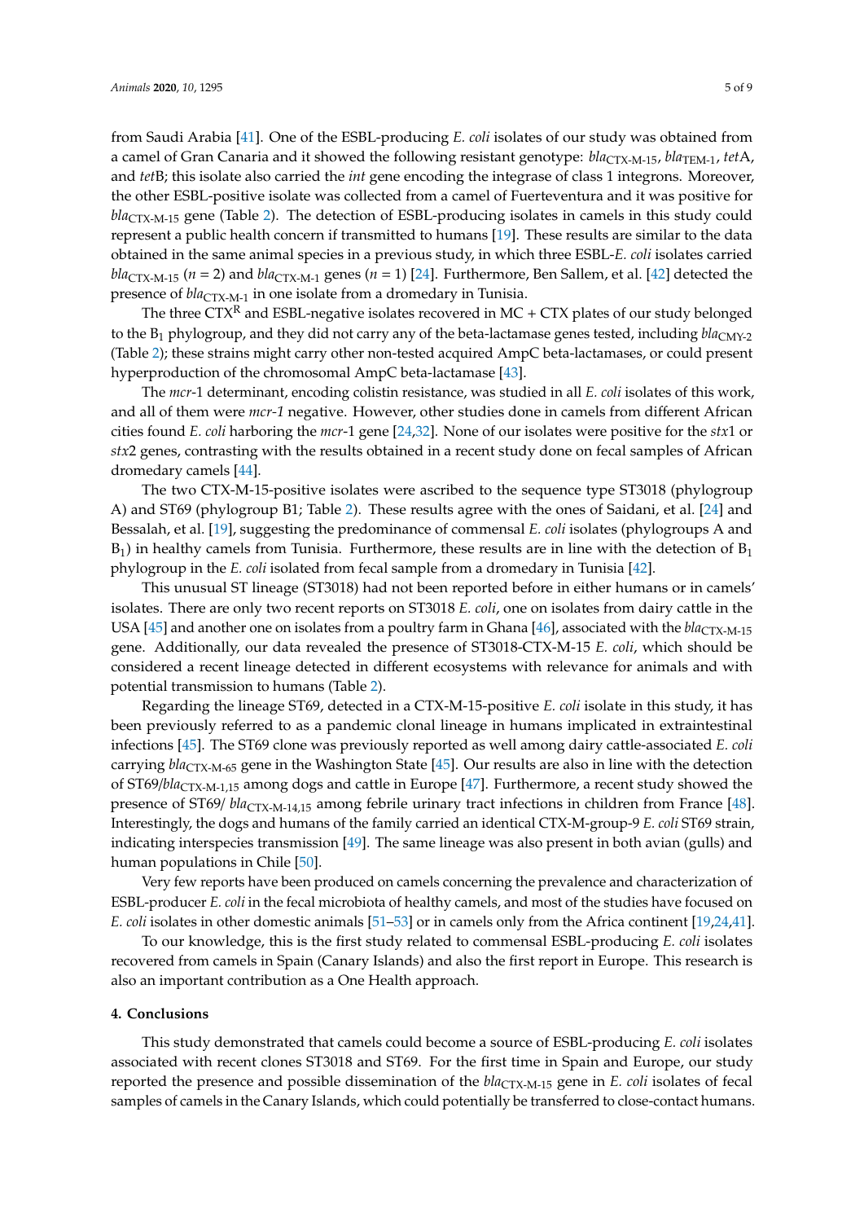from Saudi Arabia [41]. One of the ESBL-producing *E. coli* isolates of our study was obtained from a camel of Gran Canaria and it showed the following resistant genotype: $bla_{CTX\text{-}M\text{-}15}$, $bla_{TEM\text{-}1}$, *tet*A, and *tet*B; this isolate also carried the *int* gene encoding the integrase of class 1 integrons. Moreover, the other ESBL-positive isolate was collected from a camel of Fuerteventura and it was positive for $bla_{CTX\text{-}M\text{-}15}$ gene (Table 2). The detection of ESBL-producing isolates in camels in this study could represent a public health concern if transmitted to humans [19]. These results are similar to the data obtained in the same animal species in a previous study, in which three ESBL-*E. coli* isolates carried $bla_{CTX\text{-}M\text{-}15}$ ($n = 2$) and $bla_{CTX\text{-}M\text{-}1}$ genes ($n = 1$) [24]. Furthermore, Ben Sallem, et al. [42] detected the presence of $bla_{CTX\text{-}M\text{-}1}$ in one isolate from a dromedary in Tunisia.

The three $CTX^R$ and ESBL-negative isolates recovered in MC + CTX plates of our study belonged to the $B_1$ phylogroup, and they did not carry any of the beta-lactamase genes tested, including $bla_{CMY\text{-}2}$ (Table 2); these strains might carry other non-tested acquired AmpC beta-lactamases, or could present hyperproduction of the chromosomal AmpC beta-lactamase [43].

The *mcr*-1 determinant, encoding colistin resistance, was studied in all *E. coli* isolates of this work, and all of them were *mcr-1* negative. However, other studies done in camels from different African cities found *E. coli* harboring the *mcr*-1 gene [24,32]. None of our isolates were positive for the *stx*1 or *stx*2 genes, contrasting with the results obtained in a recent study done on fecal samples of African dromedary camels [44].

The two CTX-M-15-positive isolates were ascribed to the sequence type ST3018 (phylogroup A) and ST69 (phylogroup B1; Table 2). These results agree with the ones of Saidani, et al. [24] and Bessalah, et al. [19], suggesting the predominance of commensal *E. coli* isolates (phylogroups A and $B_1$) in healthy camels from Tunisia. Furthermore, these results are in line with the detection of $B_1$ phylogroup in the *E. coli* isolated from fecal sample from a dromedary in Tunisia [42].

This unusual ST lineage (ST3018) had not been reported before in either humans or in camels' isolates. There are only two recent reports on ST3018 *E. coli*, one on isolates from dairy cattle in the USA [45] and another one on isolates from a poultry farm in Ghana [46], associated with the $bla_{CTX\text{-}M\text{-}15}$ gene. Additionally, our data revealed the presence of ST3018-CTX-M-15 *E. coli*, which should be considered a recent lineage detected in different ecosystems with relevance for animals and with potential transmission to humans (Table 2).

Regarding the lineage ST69, detected in a CTX-M-15-positive *E. coli* isolate in this study, it has been previously referred to as a pandemic clonal lineage in humans implicated in extraintestinal infections [45]. The ST69 clone was previously reported as well among dairy cattle-associated *E. coli* carrying $bla_{CTX\text{-}M\text{-}65}$ gene in the Washington State [45]. Our results are also in line with the detection of ST69/$bla_{CTX\text{-}M\text{-}1,15}$ among dogs and cattle in Europe [47]. Furthermore, a recent study showed the presence of ST69/ $bla_{CTX\text{-}M\text{-}14,15}$ among febrile urinary tract infections in children from France [48]. Interestingly, the dogs and humans of the family carried an identical CTX-M-group-9 *E. coli* ST69 strain, indicating interspecies transmission [49]. The same lineage was also present in both avian (gulls) and human populations in Chile [50].

Very few reports have been produced on camels concerning the prevalence and characterization of ESBL-producer *E. coli* in the fecal microbiota of healthy camels, and most of the studies have focused on *E. coli* isolates in other domestic animals [51–53] or in camels only from the Africa continent [19,24,41].

To our knowledge, this is the first study related to commensal ESBL-producing *E. coli* isolates recovered from camels in Spain (Canary Islands) and also the first report in Europe. This research is also an important contribution as a One Health approach.

## 4. Conclusions

This study demonstrated that camels could become a source of ESBL-producing *E. coli* isolates associated with recent clones ST3018 and ST69. For the first time in Spain and Europe, our study reported the presence and possible dissemination of the $bla_{CTX\text{-}M\text{-}15}$ gene in *E. coli* isolates of fecal samples of camels in the Canary Islands, which could potentially be transferred to close-contact humans.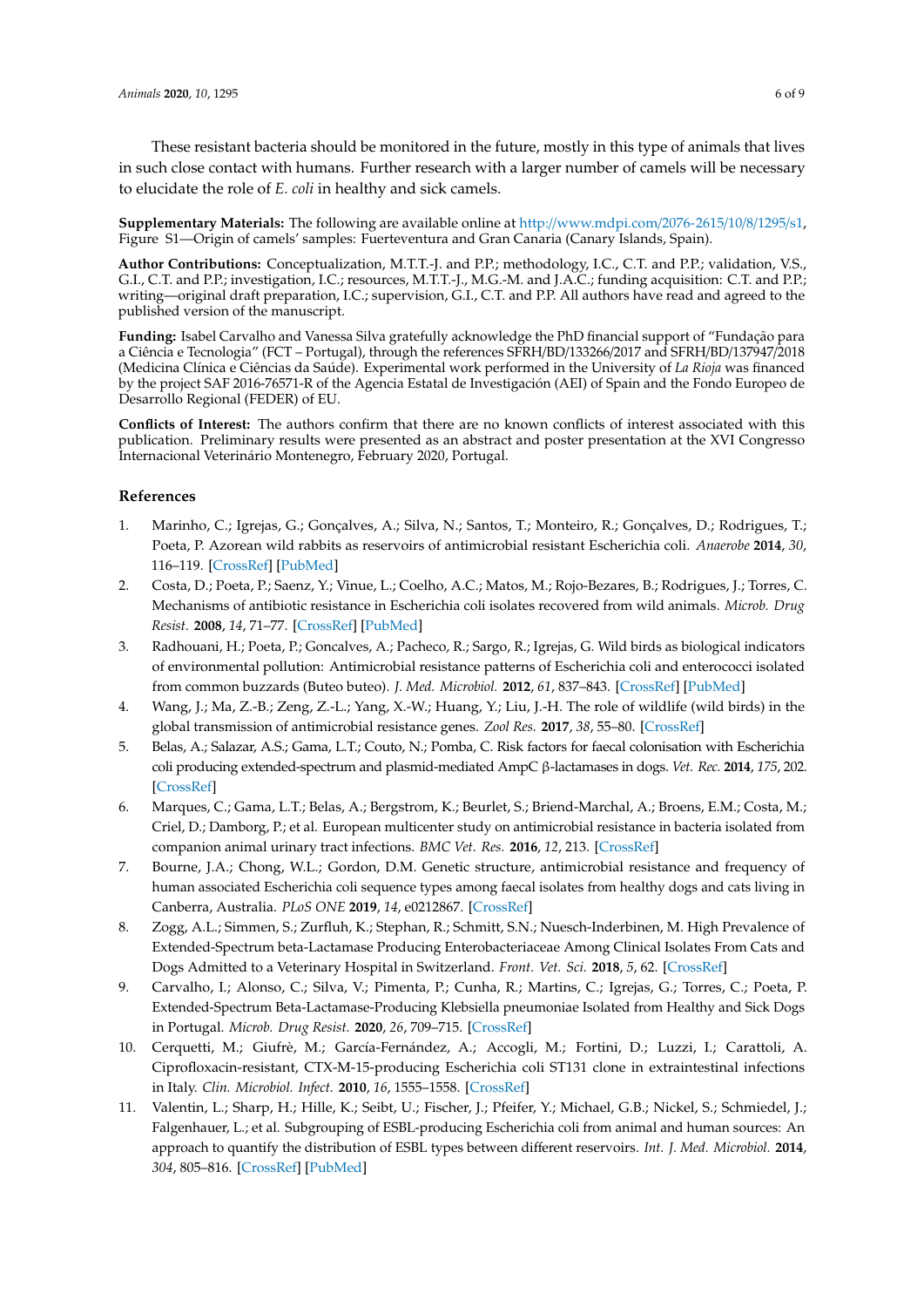These resistant bacteria should be monitored in the future, mostly in this type of animals that lives in such close contact with humans. Further research with a larger number of camels will be necessary to elucidate the role of *E. coli* in healthy and sick camels.

**Supplementary Materials:** The following are available online at http://www.mdpi.com/2076-2615/10/8/1295/s1, Figure S1—Origin of camels' samples: Fuerteventura and Gran Canaria (Canary Islands, Spain).

**Author Contributions:** Conceptualization, M.T.T.-J. and P.P.; methodology, I.C., C.T. and P.P.; validation, V.S., G.I., C.T. and P.P.; investigation, I.C.; resources, M.T.T.-J., M.G.-M. and J.A.C.; funding acquisition: C.T. and P.P.; writing—original draft preparation, I.C.; supervision, G.I., C.T. and P.P. All authors have read and agreed to the published version of the manuscript.

**Funding:** Isabel Carvalho and Vanessa Silva gratefully acknowledge the PhD financial support of "Fundação para a Ciência e Tecnologia" (FCT – Portugal), through the references SFRH/BD/133266/2017 and SFRH/BD/137947/2018 (Medicina Clínica e Ciências da Saúde). Experimental work performed in the University of *La Rioja* was financed by the project SAF 2016-76571-R of the Agencia Estatal de Investigación (AEI) of Spain and the Fondo Europeo de Desarrollo Regional (FEDER) of EU.

**Conflicts of Interest:** The authors confirm that there are no known conflicts of interest associated with this publication. Preliminary results were presented as an abstract and poster presentation at the XVI Congresso Internacional Veterinário Montenegro, February 2020, Portugal.

## References

1. Marinho, C.; Igrejas, G.; Gonçalves, A.; Silva, N.; Santos, T.; Monteiro, R.; Gonçalves, D.; Rodrigues, T.; Poeta, P. Azorean wild rabbits as reservoirs of antimicrobial resistant Escherichia coli. *Anaerobe* **2014**, *30*, 116–119. [CrossRef] [PubMed]
2. Costa, D.; Poeta, P.; Saenz, Y.; Vinue, L.; Coelho, A.C.; Matos, M.; Rojo-Bezares, B.; Rodrigues, J.; Torres, C. Mechanisms of antibiotic resistance in Escherichia coli isolates recovered from wild animals. *Microb. Drug Resist.* **2008**, *14*, 71–77. [CrossRef] [PubMed]
3. Radhouani, H.; Poeta, P.; Goncalves, A.; Pacheco, R.; Sargo, R.; Igrejas, G. Wild birds as biological indicators of environmental pollution: Antimicrobial resistance patterns of Escherichia coli and enterococci isolated from common buzzards (Buteo buteo). *J. Med. Microbiol.* **2012**, *61*, 837–843. [CrossRef] [PubMed]
4. Wang, J.; Ma, Z.-B.; Zeng, Z.-L.; Yang, X.-W.; Huang, Y.; Liu, J.-H. The role of wildlife (wild birds) in the global transmission of antimicrobial resistance genes. *Zool Res.* **2017**, *38*, 55–80. [CrossRef]
5. Belas, A.; Salazar, A.S.; Gama, L.T.; Couto, N.; Pomba, C. Risk factors for faecal colonisation with Escherichia coli producing extended-spectrum and plasmid-mediated AmpC β-lactamases in dogs. *Vet. Rec.* **2014**, *175*, 202. [CrossRef]
6. Marques, C.; Gama, L.T.; Belas, A.; Bergstrom, K.; Beurlet, S.; Briend-Marchal, A.; Broens, E.M.; Costa, M.; Criel, D.; Damborg, P.; et al. European multicenter study on antimicrobial resistance in bacteria isolated from companion animal urinary tract infections. *BMC Vet. Res.* **2016**, *12*, 213. [CrossRef]
7. Bourne, J.A.; Chong, W.L.; Gordon, D.M. Genetic structure, antimicrobial resistance and frequency of human associated Escherichia coli sequence types among faecal isolates from healthy dogs and cats living in Canberra, Australia. *PLoS ONE* **2019**, *14*, e0212867. [CrossRef]
8. Zogg, A.L.; Simmen, S.; Zurfluh, K.; Stephan, R.; Schmitt, S.N.; Nuesch-Inderbinen, M. High Prevalence of Extended-Spectrum beta-Lactamase Producing Enterobacteriaceae Among Clinical Isolates From Cats and Dogs Admitted to a Veterinary Hospital in Switzerland. *Front. Vet. Sci.* **2018**, *5*, 62. [CrossRef]
9. Carvalho, I.; Alonso, C.; Silva, V.; Pimenta, P.; Cunha, R.; Martins, C.; Igrejas, G.; Torres, C.; Poeta, P. Extended-Spectrum Beta-Lactamase-Producing Klebsiella pneumoniae Isolated from Healthy and Sick Dogs in Portugal. *Microb. Drug Resist.* **2020**, *26*, 709–715. [CrossRef]
10. Cerquetti, M.; Giufrè, M.; García-Fernández, A.; Accogli, M.; Fortini, D.; Luzzi, I.; Carattoli, A. Ciprofloxacin-resistant, CTX-M-15-producing Escherichia coli ST131 clone in extraintestinal infections in Italy. *Clin. Microbiol. Infect.* **2010**, *16*, 1555–1558. [CrossRef]
11. Valentin, L.; Sharp, H.; Hille, K.; Seibt, U.; Fischer, J.; Pfeifer, Y.; Michael, G.B.; Nickel, S.; Schmiedel, J.; Falgenhauer, L.; et al. Subgrouping of ESBL-producing Escherichia coli from animal and human sources: An approach to quantify the distribution of ESBL types between different reservoirs. *Int. J. Med. Microbiol.* **2014**, *304*, 805–816. [CrossRef] [PubMed]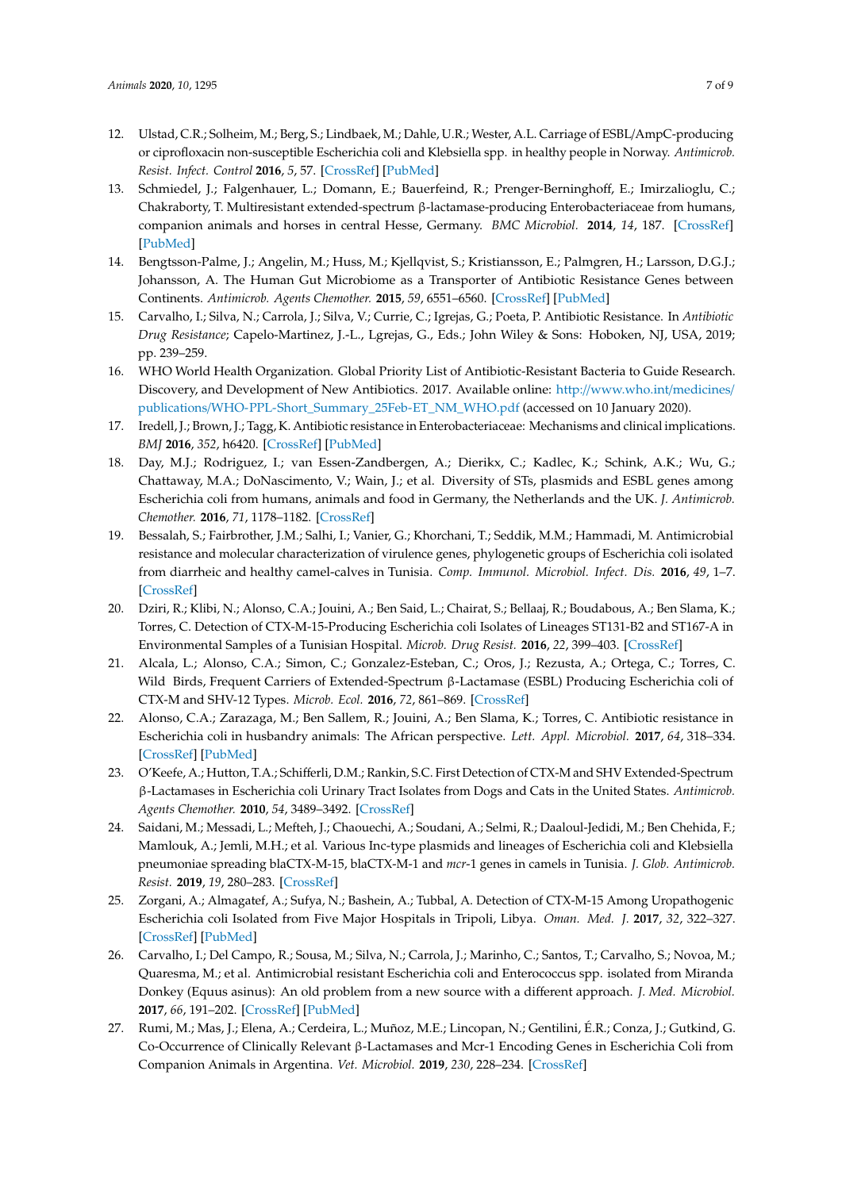12. Ulstad, C.R.; Solheim, M.; Berg, S.; Lindbaek, M.; Dahle, U.R.; Wester, A.L. Carriage of ESBL/AmpC-producing or ciprofloxacin non-susceptible Escherichia coli and Klebsiella spp. in healthy people in Norway. *Antimicrob. Resist. Infect. Control* **2016**, *5*, 57. [CrossRef] [PubMed]
13. Schmiedel, J.; Falgenhauer, L.; Domann, E.; Bauerfeind, R.; Prenger-Berninghoff, E.; Imirzalioglu, C.; Chakraborty, T. Multiresistant extended-spectrum β-lactamase-producing Enterobacteriaceae from humans, companion animals and horses in central Hesse, Germany. *BMC Microbiol.* **2014**, *14*, 187. [CrossRef] [PubMed]
14. Bengtsson-Palme, J.; Angelin, M.; Huss, M.; Kjellqvist, S.; Kristiansson, E.; Palmgren, H.; Larsson, D.G.J.; Johansson, A. The Human Gut Microbiome as a Transporter of Antibiotic Resistance Genes between Continents. *Antimicrob. Agents Chemother.* **2015**, *59*, 6551–6560. [CrossRef] [PubMed]
15. Carvalho, I.; Silva, N.; Carrola, J.; Silva, V.; Currie, C.; Igrejas, G.; Poeta, P. Antibiotic Resistance. In *Antibiotic Drug Resistance*; Capelo-Martinez, J.-L., Lgrejas, G., Eds.; John Wiley & Sons: Hoboken, NJ, USA, 2019; pp. 239–259.
16. WHO World Health Organization. Global Priority List of Antibiotic-Resistant Bacteria to Guide Research. Discovery, and Development of New Antibiotics. 2017. Available online: http://www.who.int/medicines/publications/WHO-PPL-Short_Summary_25Feb-ET_NM_WHO.pdf (accessed on 10 January 2020).
17. Iredell, J.; Brown, J.; Tagg, K. Antibiotic resistance in Enterobacteriaceae: Mechanisms and clinical implications. *BMJ* **2016**, *352*, h6420. [CrossRef] [PubMed]
18. Day, M.J.; Rodriguez, I.; van Essen-Zandbergen, A.; Dierikx, C.; Kadlec, K.; Schink, A.K.; Wu, G.; Chattaway, M.A.; DoNascimento, V.; Wain, J.; et al. Diversity of STs, plasmids and ESBL genes among Escherichia coli from humans, animals and food in Germany, the Netherlands and the UK. *J. Antimicrob. Chemother.* **2016**, *71*, 1178–1182. [CrossRef]
19. Bessalah, S.; Fairbrother, J.M.; Salhi, I.; Vanier, G.; Khorchani, T.; Seddik, M.M.; Hammadi, M. Antimicrobial resistance and molecular characterization of virulence genes, phylogenetic groups of Escherichia coli isolated from diarrheic and healthy camel-calves in Tunisia. *Comp. Immunol. Microbiol. Infect. Dis.* **2016**, *49*, 1–7. [CrossRef]
20. Dziri, R.; Klibi, N.; Alonso, C.A.; Jouini, A.; Ben Said, L.; Chairat, S.; Bellaaj, R.; Boudabous, A.; Ben Slama, K.; Torres, C. Detection of CTX-M-15-Producing Escherichia coli Isolates of Lineages ST131-B2 and ST167-A in Environmental Samples of a Tunisian Hospital. *Microb. Drug Resist.* **2016**, *22*, 399–403. [CrossRef]
21. Alcala, L.; Alonso, C.A.; Simon, C.; Gonzalez-Esteban, C.; Oros, J.; Rezusta, A.; Ortega, C.; Torres, C. Wild Birds, Frequent Carriers of Extended-Spectrum β-Lactamase (ESBL) Producing Escherichia coli of CTX-M and SHV-12 Types. *Microb. Ecol.* **2016**, *72*, 861–869. [CrossRef]
22. Alonso, C.A.; Zarazaga, M.; Ben Sallem, R.; Jouini, A.; Ben Slama, K.; Torres, C. Antibiotic resistance in Escherichia coli in husbandry animals: The African perspective. *Lett. Appl. Microbiol.* **2017**, *64*, 318–334. [CrossRef] [PubMed]
23. O'Keefe, A.; Hutton, T.A.; Schifferli, D.M.; Rankin, S.C. First Detection of CTX-M and SHV Extended-Spectrum β-Lactamases in Escherichia coli Urinary Tract Isolates from Dogs and Cats in the United States. *Antimicrob. Agents Chemother.* **2010**, *54*, 3489–3492. [CrossRef]
24. Saidani, M.; Messadi, L.; Mefteh, J.; Chaouechi, A.; Soudani, A.; Selmi, R.; Daaloul-Jedidi, M.; Ben Chehida, F.; Mamlouk, A.; Jemli, M.H.; et al. Various Inc-type plasmids and lineages of Escherichia coli and Klebsiella pneumoniae spreading blaCTX-M-15, blaCTX-M-1 and *mcr*-1 genes in camels in Tunisia. *J. Glob. Antimicrob. Resist.* **2019**, *19*, 280–283. [CrossRef]
25. Zorgani, A.; Almagatef, A.; Sufya, N.; Bashein, A.; Tubbal, A. Detection of CTX-M-15 Among Uropathogenic Escherichia coli Isolated from Five Major Hospitals in Tripoli, Libya. *Oman. Med. J.* **2017**, *32*, 322–327. [CrossRef] [PubMed]
26. Carvalho, I.; Del Campo, R.; Sousa, M.; Silva, N.; Carrola, J.; Marinho, C.; Santos, T.; Carvalho, S.; Novoa, M.; Quaresma, M.; et al. Antimicrobial resistant Escherichia coli and Enterococcus spp. isolated from Miranda Donkey (Equus asinus): An old problem from a new source with a different approach. *J. Med. Microbiol.* **2017**, *66*, 191–202. [CrossRef] [PubMed]
27. Rumi, M.; Mas, J.; Elena, A.; Cerdeira, L.; Muñoz, M.E.; Lincopan, N.; Gentilini, É.R.; Conza, J.; Gutkind, G. Co-Occurrence of Clinically Relevant β-Lactamases and Mcr-1 Encoding Genes in Escherichia Coli from Companion Animals in Argentina. *Vet. Microbiol.* **2019**, *230*, 228–234. [CrossRef]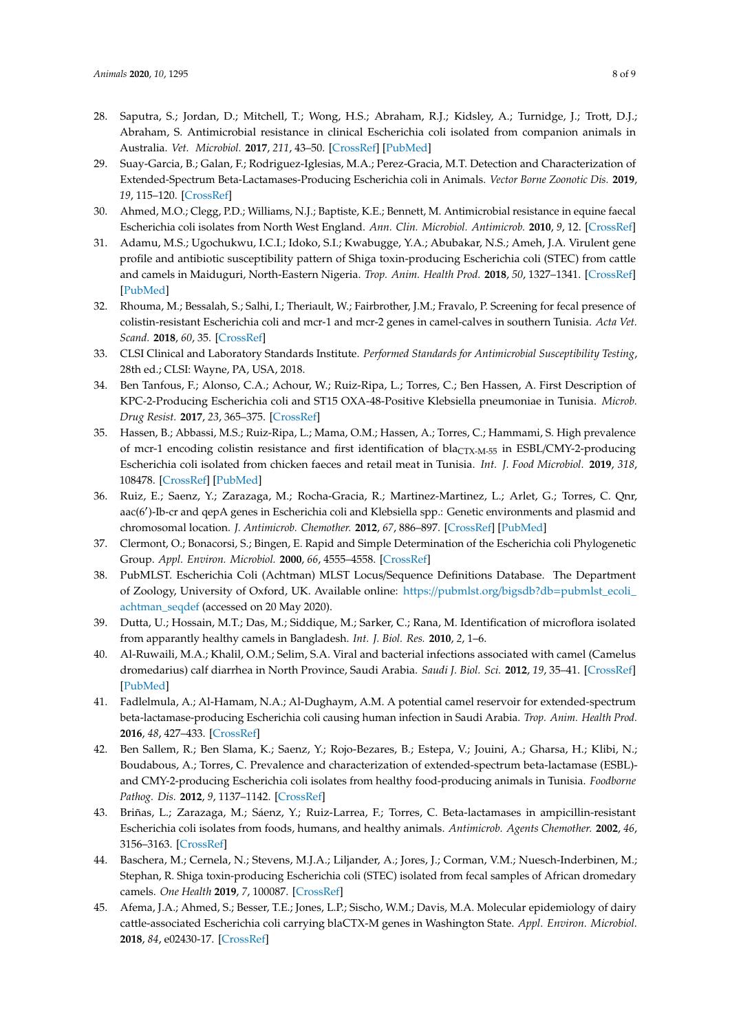28. Saputra, S.; Jordan, D.; Mitchell, T.; Wong, H.S.; Abraham, R.J.; Kidsley, A.; Turnidge, J.; Trott, D.J.; Abraham, S. Antimicrobial resistance in clinical Escherichia coli isolated from companion animals in Australia. *Vet. Microbiol.* **2017**, *211*, 43–50. [CrossRef] [PubMed]
29. Suay-Garcia, B.; Galan, F.; Rodriguez-Iglesias, M.A.; Perez-Gracia, M.T. Detection and Characterization of Extended-Spectrum Beta-Lactamases-Producing Escherichia coli in Animals. *Vector Borne Zoonotic Dis.* **2019**, *19*, 115–120. [CrossRef]
30. Ahmed, M.O.; Clegg, P.D.; Williams, N.J.; Baptiste, K.E.; Bennett, M. Antimicrobial resistance in equine faecal Escherichia coli isolates from North West England. *Ann. Clin. Microbiol. Antimicrob.* **2010**, *9*, 12. [CrossRef]
31. Adamu, M.S.; Ugochukwu, I.C.I.; Idoko, S.I.; Kwabugge, Y.A.; Abubakar, N.S.; Ameh, J.A. Virulent gene profile and antibiotic susceptibility pattern of Shiga toxin-producing Escherichia coli (STEC) from cattle and camels in Maiduguri, North-Eastern Nigeria. *Trop. Anim. Health Prod.* **2018**, *50*, 1327–1341. [CrossRef] [PubMed]
32. Rhouma, M.; Bessalah, S.; Salhi, I.; Theriault, W.; Fairbrother, J.M.; Fravalo, P. Screening for fecal presence of colistin-resistant Escherichia coli and mcr-1 and mcr-2 genes in camel-calves in southern Tunisia. *Acta Vet. Scand.* **2018**, *60*, 35. [CrossRef]
33. CLSI Clinical and Laboratory Standards Institute. *Performed Standards for Antimicrobial Susceptibility Testing*, 28th ed.; CLSI: Wayne, PA, USA, 2018.
34. Ben Tanfous, F.; Alonso, C.A.; Achour, W.; Ruiz-Ripa, L.; Torres, C.; Ben Hassen, A. First Description of KPC-2-Producing Escherichia coli and ST15 OXA-48-Positive Klebsiella pneumoniae in Tunisia. *Microb. Drug Resist.* **2017**, *23*, 365–375. [CrossRef]
35. Hassen, B.; Abbassi, M.S.; Ruiz-Ripa, L.; Mama, O.M.; Hassen, A.; Torres, C.; Hammami, S. High prevalence of mcr-1 encoding colistin resistance and first identification of $bla_{CTX-M-55}$ in ESBL/CMY-2-producing Escherichia coli isolated from chicken faeces and retail meat in Tunisia. *Int. J. Food Microbiol.* **2019**, *318*, 108478. [CrossRef] [PubMed]
36. Ruiz, E.; Saenz, Y.; Zarazaga, M.; Rocha-Gracia, R.; Martinez-Martinez, L.; Arlet, G.; Torres, C. Qnr, aac(6')-Ib-cr and qepA genes in Escherichia coli and Klebsiella spp.: Genetic environments and plasmid and chromosomal location. *J. Antimicrob. Chemother.* **2012**, *67*, 886–897. [CrossRef] [PubMed]
37. Clermont, O.; Bonacorsi, S.; Bingen, E. Rapid and Simple Determination of the Escherichia coli Phylogenetic Group. *Appl. Environ. Microbiol.* **2000**, *66*, 4555–4558. [CrossRef]
38. PubMLST. Escherichia Coli (Achtman) MLST Locus/Sequence Definitions Database. The Department of Zoology, University of Oxford, UK. Available online: https://pubmlst.org/bigsdb?db=pubmlst_ecoli_achtman_seqdef (accessed on 20 May 2020).
39. Dutta, U.; Hossain, M.T.; Das, M.; Siddique, M.; Sarker, C.; Rana, M. Identification of microflora isolated from apparently healthy camels in Bangladesh. *Int. J. Biol. Res.* **2010**, *2*, 1–6.
40. Al-Ruwaili, M.A.; Khalil, O.M.; Selim, S.A. Viral and bacterial infections associated with camel (Camelus dromedarius) calf diarrhea in North Province, Saudi Arabia. *Saudi J. Biol. Sci.* **2012**, *19*, 35–41. [CrossRef] [PubMed]
41. Fadlelmula, A.; Al-Hamam, N.A.; Al-Dughaym, A.M. A potential camel reservoir for extended-spectrum beta-lactamase-producing Escherichia coli causing human infection in Saudi Arabia. *Trop. Anim. Health Prod.* **2016**, *48*, 427–433. [CrossRef]
42. Ben Sallem, R.; Ben Slama, K.; Saenz, Y.; Rojo-Bezares, B.; Estepa, V.; Jouini, A.; Gharsa, H.; Klibi, N.; Boudabous, A.; Torres, C. Prevalence and characterization of extended-spectrum beta-lactamase (ESBL)- and CMY-2-producing Escherichia coli isolates from healthy food-producing animals in Tunisia. *Foodborne Pathog. Dis.* **2012**, *9*, 1137–1142. [CrossRef]
43. Briñas, L.; Zarazaga, M.; Sáenz, Y.; Ruiz-Larrea, F.; Torres, C. Beta-lactamases in ampicillin-resistant Escherichia coli isolates from foods, humans, and healthy animals. *Antimicrob. Agents Chemother.* **2002**, *46*, 3156–3163. [CrossRef]
44. Baschera, M.; Cernela, N.; Stevens, M.J.A.; Liljander, A.; Jores, J.; Corman, V.M.; Nuesch-Inderbinen, M.; Stephan, R. Shiga toxin-producing Escherichia coli (STEC) isolated from fecal samples of African dromedary camels. *One Health* **2019**, *7*, 100087. [CrossRef]
45. Afema, J.A.; Ahmed, S.; Besser, T.E.; Jones, L.P.; Sischo, W.M.; Davis, M.A. Molecular epidemiology of dairy cattle-associated Escherichia coli carrying blaCTX-M genes in Washington State. *Appl. Environ. Microbiol.* **2018**, *84*, e02430-17. [CrossRef]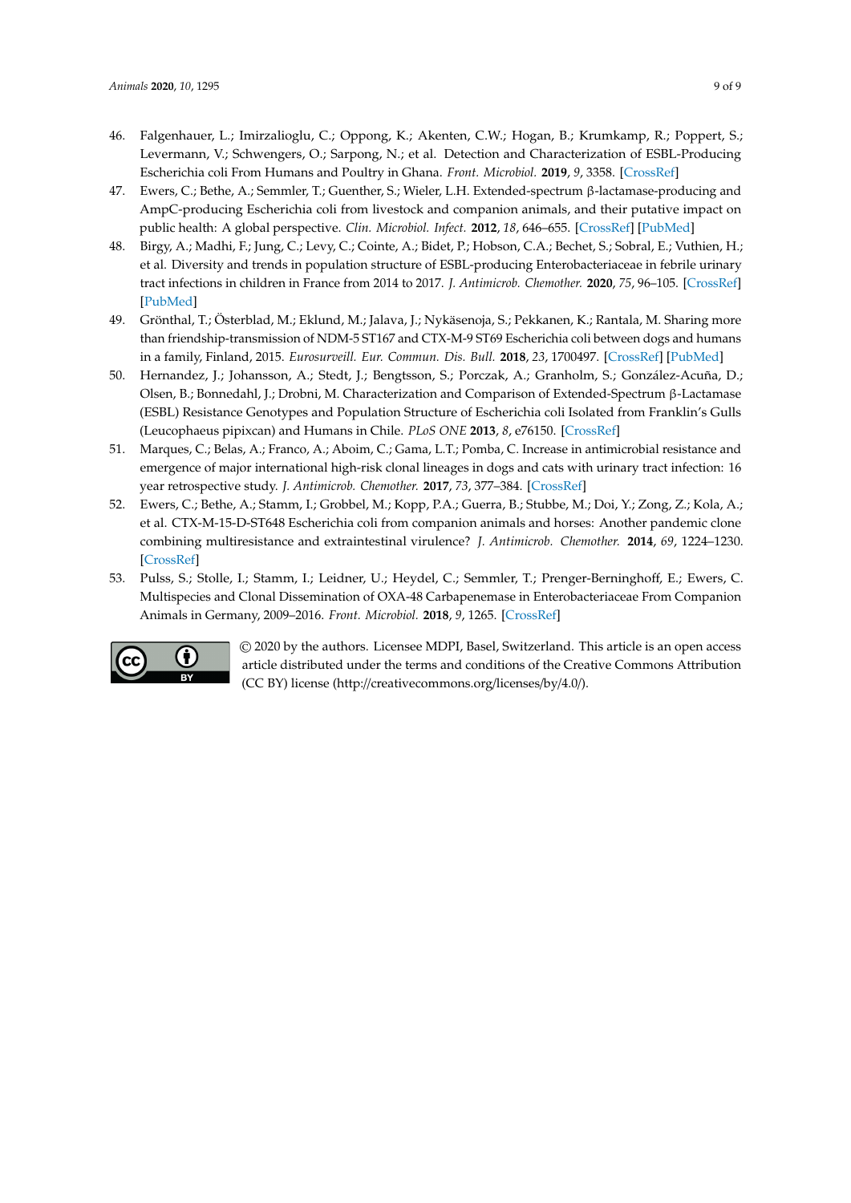46. Falgenhauer, L.; Imirzalioglu, C.; Oppong, K.; Akenten, C.W.; Hogan, B.; Krumkamp, R.; Poppert, S.; Levermann, V.; Schwengers, O.; Sarpong, N.; et al. Detection and Characterization of ESBL-Producing Escherichia coli From Humans and Poultry in Ghana. *Front. Microbiol.* **2019**, *9*, 3358. [CrossRef]
47. Ewers, C.; Bethe, A.; Semmler, T.; Guenther, S.; Wieler, L.H. Extended-spectrum β-lactamase-producing and AmpC-producing Escherichia coli from livestock and companion animals, and their putative impact on public health: A global perspective. *Clin. Microbiol. Infect.* **2012**, *18*, 646–655. [CrossRef] [PubMed]
48. Birgy, A.; Madhi, F.; Jung, C.; Levy, C.; Cointe, A.; Bidet, P.; Hobson, C.A.; Bechet, S.; Sobral, E.; Vuthien, H.; et al. Diversity and trends in population structure of ESBL-producing Enterobacteriaceae in febrile urinary tract infections in children in France from 2014 to 2017. *J. Antimicrob. Chemother.* **2020**, *75*, 96–105. [CrossRef] [PubMed]
49. Grönthal, T.; Österblad, M.; Eklund, M.; Jalava, J.; Nykäsenoja, S.; Pekkanen, K.; Rantala, M. Sharing more than friendship-transmission of NDM-5 ST167 and CTX-M-9 ST69 Escherichia coli between dogs and humans in a family, Finland, 2015. *Eurosurveill. Eur. Commun. Dis. Bull.* **2018**, *23*, 1700497. [CrossRef] [PubMed]
50. Hernandez, J.; Johansson, A.; Stedt, J.; Bengtsson, S.; Porczak, A.; Granholm, S.; González-Acuña, D.; Olsen, B.; Bonnedahl, J.; Drobni, M. Characterization and Comparison of Extended-Spectrum β-Lactamase (ESBL) Resistance Genotypes and Population Structure of Escherichia coli Isolated from Franklin's Gulls (Leucophaeus pipixcan) and Humans in Chile. *PLoS ONE* **2013**, *8*, e76150. [CrossRef]
51. Marques, C.; Belas, A.; Franco, A.; Aboim, C.; Gama, L.T.; Pomba, C. Increase in antimicrobial resistance and emergence of major international high-risk clonal lineages in dogs and cats with urinary tract infection: 16 year retrospective study. *J. Antimicrob. Chemother.* **2017**, *73*, 377–384. [CrossRef]
52. Ewers, C.; Bethe, A.; Stamm, I.; Grobbel, M.; Kopp, P.A.; Guerra, B.; Stubbe, M.; Doi, Y.; Zong, Z.; Kola, A.; et al. CTX-M-15-D-ST648 Escherichia coli from companion animals and horses: Another pandemic clone combining multiresistance and extraintestinal virulence? *J. Antimicrob. Chemother.* **2014**, *69*, 1224–1230. [CrossRef]
53. Pulss, S.; Stolle, I.; Stamm, I.; Leidner, U.; Heydel, C.; Semmler, T.; Prenger-Berninghoff, E.; Ewers, C. Multispecies and Clonal Dissemination of OXA-48 Carbapenemase in Enterobacteriaceae From Companion Animals in Germany, 2009–2016. *Front. Microbiol.* **2018**, *9*, 1265. [CrossRef]

© 2020 by the authors. Licensee MDPI, Basel, Switzerland. This article is an open access article distributed under the terms and conditions of the Creative Commons Attribution (CC BY) license (http://creativecommons.org/licenses/by/4.0/).